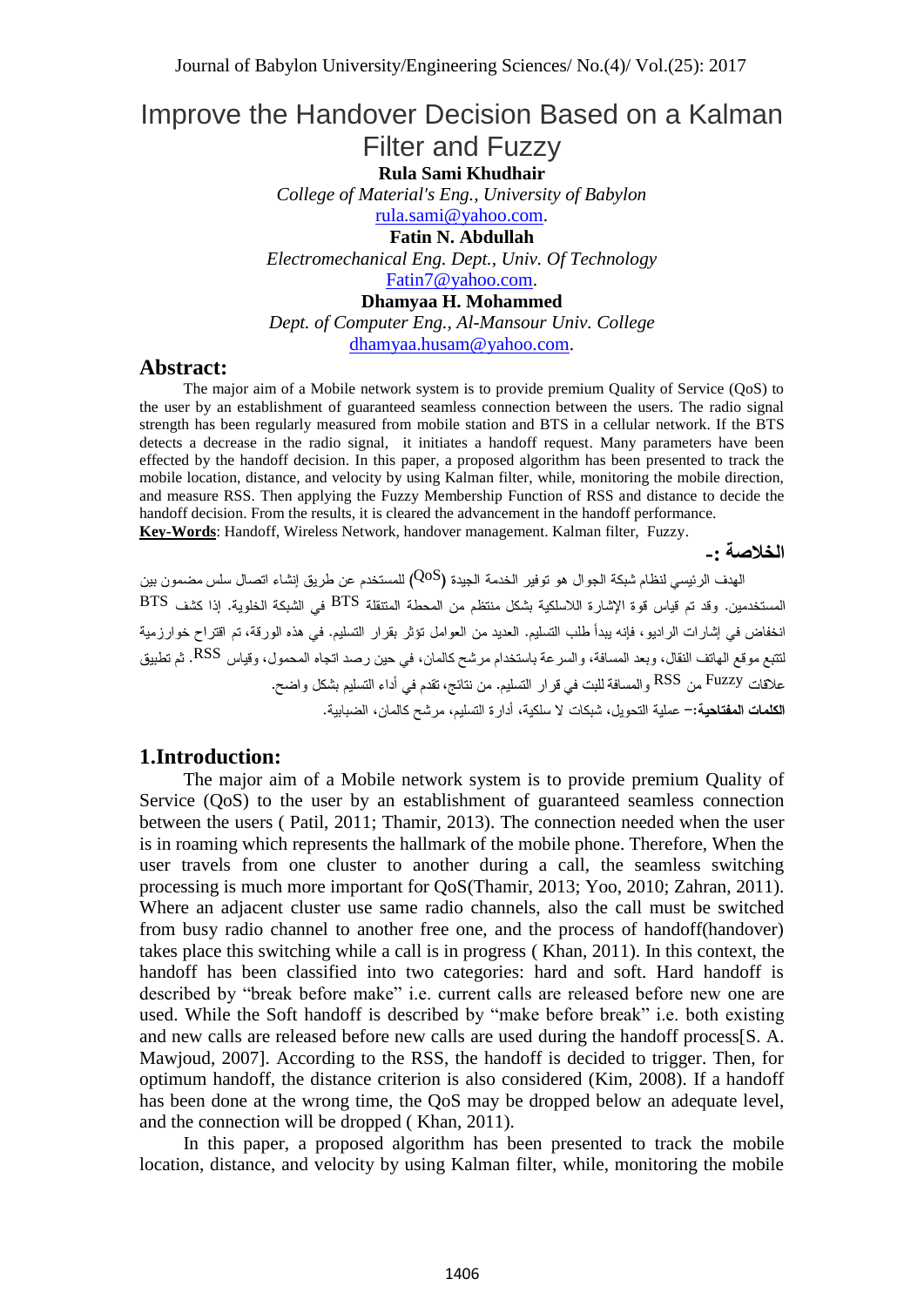# Improve the Handover Decision Based on a Kalman Filter and Fuzzy

**Rula Sami Khudhair**

*College of Material's Eng., University of Babylon*

rula.sami@yahoo.com.

**Fatin N. Abdullah**

*Electromechanical Eng. Dept., Univ. Of Technology*

Fatin7@yahoo.com.

**Dhamyaa H. Mohammed**

*Dept. of Computer Eng., Al-Mansour Univ. College*

dhamyaa.husam@yahoo.com.

## Abstract:

The major aim of a Mobile network system is to provide premium Quality of Service (QoS) to the user by an establishment of guaranteed seamless connection between the users. The radio signal strength has been regularly measured from mobile station and BTS in a cellular network. If the BTS detects a decrease in the radio signal, it initiates a handoff request. Many parameters have been effected by the handoff decision. In this paper, a proposed algorithm has been presented to track the mobile location, distance, and velocity by using Kalman filter, while, monitoring the mobile direction, and measure RSS. Then applying the Fuzzy Membership Function of RSS and distance to decide the handoff decision. From the results, it is cleared the advancement in the handoff performance.

**Key-Words**: Handoff, Wireless Network, handover management. Kalman filter, Fuzzy.

## الخلاصة :-

الهدف الرئيسي لنظام شبكة الجوال هو توفير الخدمة الجيدة (QoS) للمستخدم عن طريق إنشاء اتصال سلس مضمون بين المستخدمين. وقد تم قياس قوة الإشارة اللاسلكية بشكل منتظم من المحطة المتنقلة BTS في الشبكة الخلوية. إذا كشف BTS انخفاض في إشارات الراديو، فإنه يبدأ طلب التسليم. العديد من العوامل تؤثر بقرار التسليم. في هذه الورقة، تم اقتراح خوارزمية لتتبع موقع الهاتف النقال، وبعد المسافة، والسرعة باستخدام مرشح كالمان، في حين رصد اتجاه المحمول، وقياس RSS. ثم تطبيق علاقات Fuzzy من RSS والمسافة للبت في قرار التسليم. من نتائج، تقدم في أداء التسليم بشكل واضح.

**الكلمات المفتاحية**:– عملية التحويل، شبكات لا سلكية، أدارة التسليم، مرشح كالمان، الضبابية.

## 1.Introduction:

The major aim of a Mobile network system is to provide premium Quality of Service (QoS) to the user by an establishment of guaranteed seamless connection between the users ( Patil, 2011; Thamir, 2013). The connection needed when the user is in roaming which represents the hallmark of the mobile phone. Therefore, When the user travels from one cluster to another during a call, the seamless switching processing is much more important for QoS(Thamir, 2013; Yoo, 2010; Zahran, 2011). Where an adjacent cluster use same radio channels, also the call must be switched from busy radio channel to another free one, and the process of handoff(handover) takes place this switching while a call is in progress ( Khan, 2011). In this context, the handoff has been classified into two categories: hard and soft. Hard handoff is described by "break before make" i.e. current calls are released before new one are used. While the Soft handoff is described by "make before break" i.e. both existing and new calls are released before new calls are used during the handoff process[S. A. Mawjoud, 2007]. According to the RSS, the handoff is decided to trigger. Then, for optimum handoff, the distance criterion is also considered (Kim, 2008). If a handoff has been done at the wrong time, the QoS may be dropped below an adequate level, and the connection will be dropped ( Khan, 2011).

In this paper, a proposed algorithm has been presented to track the mobile location, distance, and velocity by using Kalman filter, while, monitoring the mobile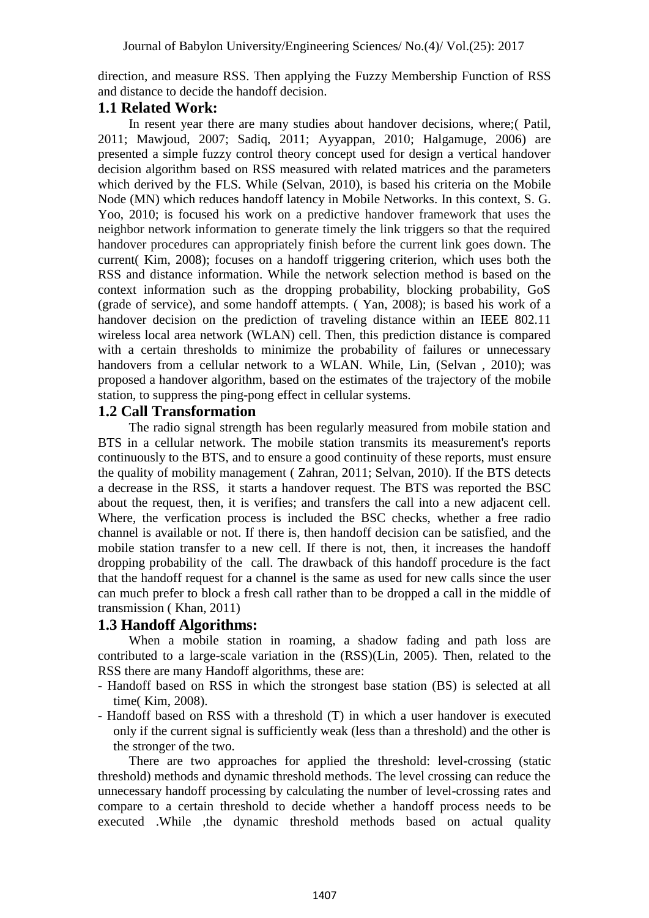direction, and measure RSS. Then applying the Fuzzy Membership Function of RSS and distance to decide the handoff decision.

## 1.1 Related Work:

In resent year there are many studies about handover decisions, where;( Patil, 2011; Mawjoud, 2007; Sadiq, 2011; Ayyappan, 2010; Halgamuge, 2006) are presented a simple fuzzy control theory concept used for design a vertical handover decision algorithm based on RSS measured with related matrices and the parameters which derived by the FLS. While (Selvan, 2010), is based his criteria on the Mobile Node (MN) which reduces handoff latency in Mobile Networks. In this context, S. G. Yoo, 2010; is focused his work on a predictive handover framework that uses the neighbor network information to generate timely the link triggers so that the required handover procedures can appropriately finish before the current link goes down. The current( Kim, 2008); focuses on a handoff triggering criterion, which uses both the RSS and distance information. While the network selection method is based on the context information such as the dropping probability, blocking probability, GoS (grade of service), and some handoff attempts. ( Yan, 2008); is based his work of a handover decision on the prediction of traveling distance within an IEEE 802.11 wireless local area network (WLAN) cell. Then, this prediction distance is compared with a certain thresholds to minimize the probability of failures or unnecessary handovers from a cellular network to a WLAN. While, Lin, (Selvan , 2010); was proposed a handover algorithm, based on the estimates of the trajectory of the mobile station, to suppress the ping-pong effect in cellular systems.

## 1.2 Call Transformation

The radio signal strength has been regularly measured from mobile station and BTS in a cellular network. The mobile station transmits its measurement's reports continuously to the BTS, and to ensure a good continuity of these reports, must ensure the quality of mobility management ( Zahran, 2011; Selvan, 2010). If the BTS detects a decrease in the RSS, it starts a handover request. The BTS was reported the BSC about the request, then, it is verifies; and transfers the call into a new adjacent cell. Where, the verfication process is included the BSC checks, whether a free radio channel is available or not. If there is, then handoff decision can be satisfied, and the mobile station transfer to a new cell. If there is not, then, it increases the handoff dropping probability of the call. The drawback of this handoff procedure is the fact that the handoff request for a channel is the same as used for new calls since the user can much prefer to block a fresh call rather than to be dropped a call in the middle of transmission ( Khan, 2011)

## 1.3 Handoff Algorithms:

When a mobile station in roaming, a shadow fading and path loss are contributed to a large-scale variation in the (RSS)(Lin, 2005). Then, related to the RSS there are many Handoff algorithms, these are:

- Handoff based on RSS in which the strongest base station (BS) is selected at all time( Kim, 2008).
- Handoff based on RSS with a threshold (T) in which a user handover is executed only if the current signal is sufficiently weak (less than a threshold) and the other is the stronger of the two.

There are two approaches for applied the threshold: level-crossing (static threshold) methods and dynamic threshold methods. The level crossing can reduce the unnecessary handoff processing by calculating the number of level-crossing rates and compare to a certain threshold to decide whether a handoff process needs to be executed .While ,the dynamic threshold methods based on actual quality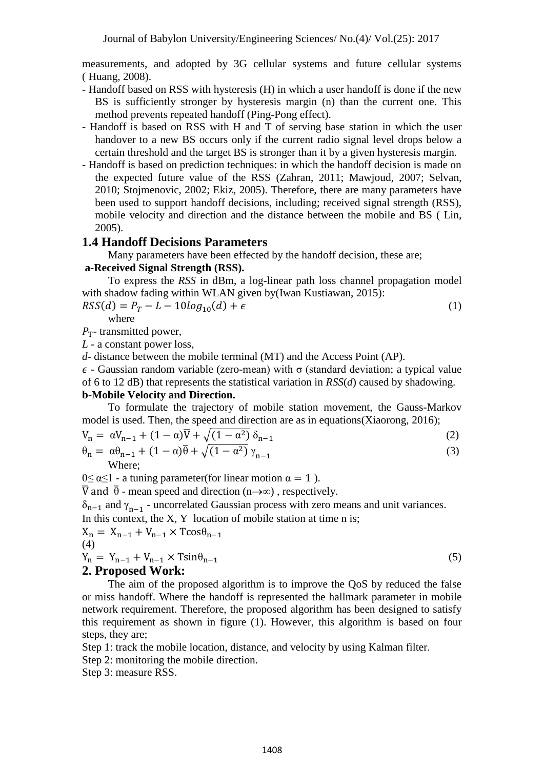measurements, and adopted by 3G cellular systems and future cellular systems ( Huang, 2008).

- Handoff based on RSS with hysteresis (H) in which a user handoff is done if the new BS is sufficiently stronger by hysteresis margin (n) than the current one. This method prevents repeated handoff (Ping-Pong effect).
- Handoff is based on RSS with H and T of serving base station in which the user handover to a new BS occurs only if the current radio signal level drops below a certain threshold and the target BS is stronger than it by a given hysteresis margin.
- Handoff is based on prediction techniques: in which the handoff decision is made on the expected future value of the RSS (Zahran, 2011; Mawjoud, 2007; Selvan, 2010; Stojmenovic, 2002; Ekiz, 2005). Therefore, there are many parameters have been used to support handoff decisions, including; received signal strength (RSS), mobile velocity and direction and the distance between the mobile and BS ( Lin, 2005).

## 1.4 Handoff Decisions Parameters

Many parameters have been effected by the handoff decision, these are;

**a-Received Signal Strength (RSS).**

To express the *RSS* in dBm, a log-linear path loss channel propagation model with shadow fading within WLAN given by(Iwan Kustiawan, 2015):

$$RSS(d) = P_T - L - 10log_{10}(d) + \epsilon \tag{1}$$

where

$P_T$- transmitted power,

*L* - a constant power loss,

*d*- distance between the mobile terminal (MT) and the Access Point (AP).

$\epsilon$ - Gaussian random variable (zero-mean) with σ (standard deviation; a typical value of 6 to 12 dB) that represents the statistical variation in *RSS*(*d*) caused by shadowing.

**b-Mobile Velocity and Direction.**

To formulate the trajectory of mobile station movement, the Gauss-Markov model is used. Then, the speed and direction are as in equations(Xiaorong, 2016);

$$V_n = \alpha V_{n-1} + (1-\alpha)\bar{V} + \sqrt{(1-\alpha^2)}\,\delta_{n-1} \tag{2}$$

$$\theta_n = \alpha\theta_{n-1} + (1-\alpha)\bar{\theta} + \sqrt{(1-\alpha^2)}\,\gamma_{n-1} \tag{3}$$

Where;

$0 \leq \alpha \leq 1$ - a tuning parameter(for linear motion $\alpha = 1$ ).

$\bar{V}$ and $\bar{\theta}$ - mean speed and direction ($n \rightarrow \infty$) , respectively.

$\delta_{n-1}$ and $\gamma_{n-1}$ - uncorrelated Gaussian process with zero means and unit variances.

In this context, the X, Y location of mobile station at time n is;

$$X_n = X_{n-1} + V_{n-1} \times T\cos\theta_{n-1} \tag{4}$$

$$Y_n = Y_{n-1} + V_{n-1} \times T\sin\theta_{n-1} \tag{5}$$

## 2. Proposed Work:

The aim of the proposed algorithm is to improve the QoS by reduced the false or miss handoff. Where the handoff is represented the hallmark parameter in mobile network requirement. Therefore, the proposed algorithm has been designed to satisfy this requirement as shown in figure (1). However, this algorithm is based on four steps, they are;

Step 1: track the mobile location, distance, and velocity by using Kalman filter.

Step 2: monitoring the mobile direction.

Step 3: measure RSS.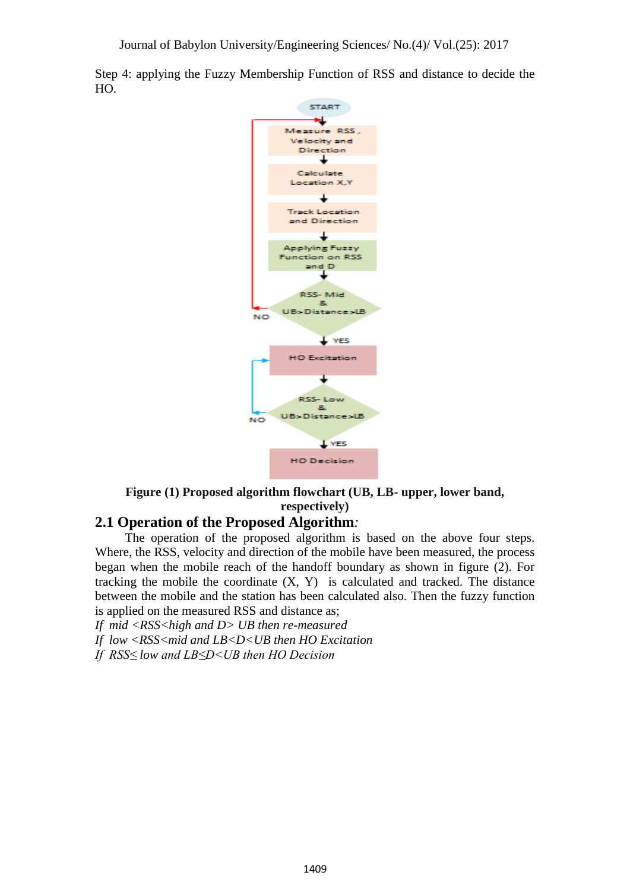Step 4: applying the Fuzzy Membership Function of RSS and distance to decide the HO.

**Figure (1) Proposed algorithm flowchart (UB, LB- upper, lower band, respectively)**

## 2.1 Operation of the Proposed Algorithm:

The operation of the proposed algorithm is based on the above four steps. Where, the RSS, velocity and direction of the mobile have been measured, the process began when the mobile reach of the handoff boundary as shown in figure (2). For tracking the mobile the coordinate (X, Y) is calculated and tracked. The distance between the mobile and the station has been calculated also. Then the fuzzy function is applied on the measured RSS and distance as;

*If mid <RSS<high and D> UB then re-measured*

*If low <RSS<mid and LB<D<UB then HO Excitation*

*If RSS≤ low and LB≤D<UB then HO Decision*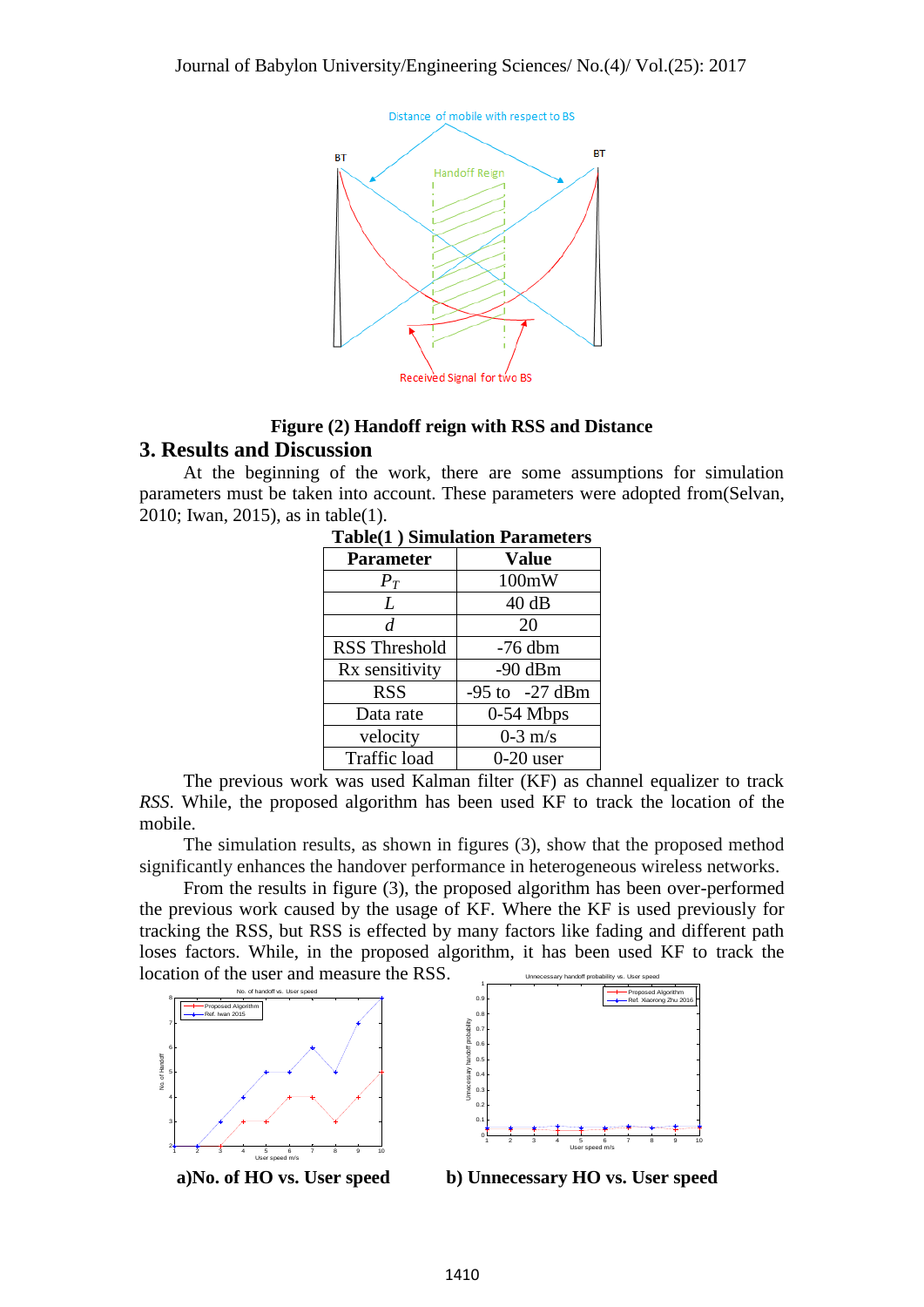**Figure (2) Handoff reign with RSS and Distance**

## 3. Results and Discussion

At the beginning of the work, there are some assumptions for simulation parameters must be taken into account. These parameters were adopted from(Selvan, 2010; Iwan, 2015), as in table(1).

**Table(1 ) Simulation Parameters**

| Parameter | Value |
|---|---|
| $P_T$ | 100mW |
| $L$ | 40 dB |
| $d$ | 20 |
| RSS Threshold | -76 dbm |
| Rx sensitivity | -90 dBm |
| RSS | -95 to -27 dBm |
| Data rate | 0-54 Mbps |
| velocity | 0-3 m/s |
| Traffic load | 0-20 user |

The previous work was used Kalman filter (KF) as channel equalizer to track *RSS*. While, the proposed algorithm has been used KF to track the location of the mobile.

The simulation results, as shown in figures (3), show that the proposed method significantly enhances the handover performance in heterogeneous wireless networks.

From the results in figure (3), the proposed algorithm has been over-performed the previous work caused by the usage of KF. Where the KF is used previously for tracking the RSS, but RSS is effected by many factors like fading and different path loses factors. While, in the proposed algorithm, it has been used KF to track the location of the user and measure the RSS.

**a)No. of HO vs. User speed**

**b) Unnecessary HO vs. User speed**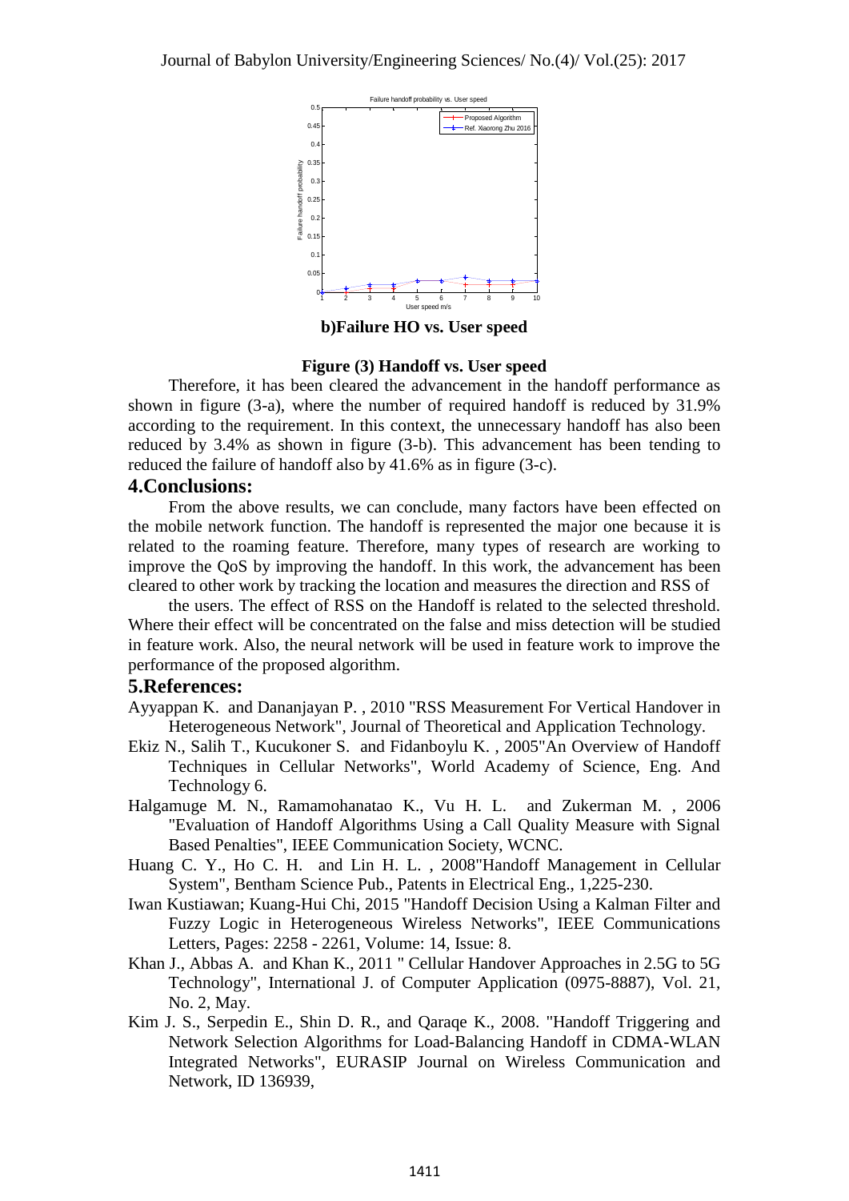**b)Failure HO vs. User speed**

**Figure (3) Handoff vs. User speed**

Therefore, it has been cleared the advancement in the handoff performance as shown in figure (3-a), where the number of required handoff is reduced by 31.9% according to the requirement. In this context, the unnecessary handoff has also been reduced by 3.4% as shown in figure (3-b). This advancement has been tending to reduced the failure of handoff also by 41.6% as in figure (3-c).

## 4.Conclusions:

From the above results, we can conclude, many factors have been effected on the mobile network function. The handoff is represented the major one because it is related to the roaming feature. Therefore, many types of research are working to improve the QoS by improving the handoff. In this work, the advancement has been cleared to other work by tracking the location and measures the direction and RSS of

the users. The effect of RSS on the Handoff is related to the selected threshold. Where their effect will be concentrated on the false and miss detection will be studied in feature work. Also, the neural network will be used in feature work to improve the performance of the proposed algorithm.

## 5.References:

Ayyappan K. and Dananjayan P. , 2010 "RSS Measurement For Vertical Handover in Heterogeneous Network", Journal of Theoretical and Application Technology.

Ekiz N., Salih T., Kucukoner S. and Fidanboylu K. , 2005"An Overview of Handoff Techniques in Cellular Networks", World Academy of Science, Eng. And Technology 6.

Halgamuge M. N., Ramamohanatao K., Vu H. L. and Zukerman M. , 2006 "Evaluation of Handoff Algorithms Using a Call Quality Measure with Signal Based Penalties", IEEE Communication Society, WCNC.

Huang C. Y., Ho C. H. and Lin H. L. , 2008"Handoff Management in Cellular System", Bentham Science Pub., Patents in Electrical Eng., 1,225-230.

Iwan Kustiawan; Kuang-Hui Chi, 2015 "Handoff Decision Using a Kalman Filter and Fuzzy Logic in Heterogeneous Wireless Networks", IEEE Communications Letters, Pages: 2258 - 2261, Volume: 14, Issue: 8.

Khan J., Abbas A. and Khan K., 2011 " Cellular Handover Approaches in 2.5G to 5G Technology", International J. of Computer Application (0975-8887), Vol. 21, No. 2, May.

Kim J. S., Serpedin E., Shin D. R., and Qaraqe K., 2008. "Handoff Triggering and Network Selection Algorithms for Load-Balancing Handoff in CDMA-WLAN Integrated Networks", EURASIP Journal on Wireless Communication and Network, ID 136939,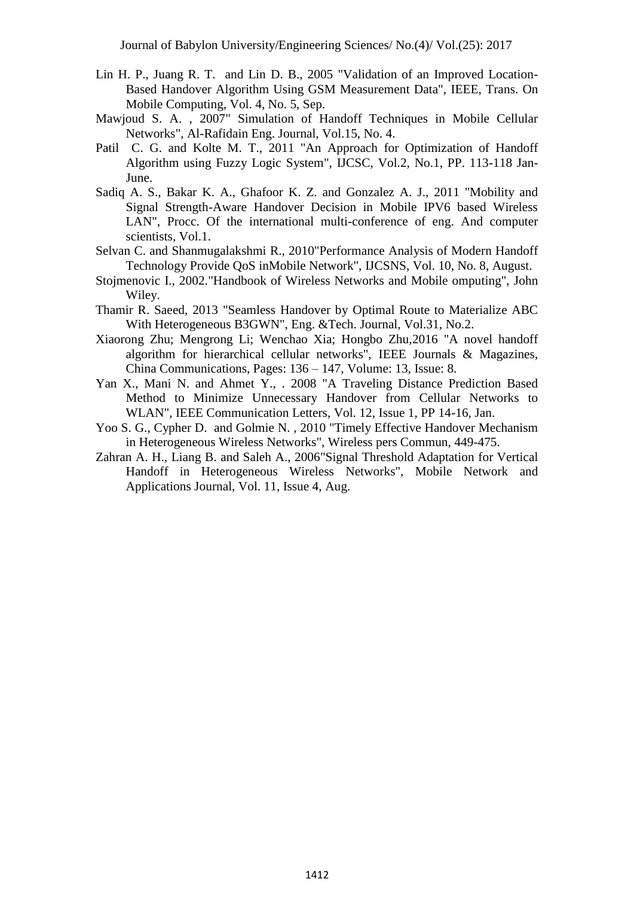Lin H. P., Juang R. T. and Lin D. B., 2005 "Validation of an Improved Location-Based Handover Algorithm Using GSM Measurement Data", IEEE, Trans. On Mobile Computing, Vol. 4, No. 5, Sep.

Mawjoud S. A. , 2007" Simulation of Handoff Techniques in Mobile Cellular Networks", Al-Rafidain Eng. Journal, Vol.15, No. 4.

Patil C. G. and Kolte M. T., 2011 "An Approach for Optimization of Handoff Algorithm using Fuzzy Logic System", IJCSC, Vol.2, No.1, PP. 113-118 Jan-June.

Sadiq A. S., Bakar K. A., Ghafoor K. Z. and Gonzalez A. J., 2011 "Mobility and Signal Strength-Aware Handover Decision in Mobile IPV6 based Wireless LAN", Procc. Of the international multi-conference of eng. And computer scientists, Vol.1.

Selvan C. and Shanmugalakshmi R., 2010"Performance Analysis of Modern Handoff Technology Provide QoS inMobile Network", IJCSNS, Vol. 10, No. 8, August.

Stojmenovic I., 2002."Handbook of Wireless Networks and Mobile omputing", John Wiley.

Thamir R. Saeed, 2013 "Seamless Handover by Optimal Route to Materialize ABC With Heterogeneous B3GWN", Eng. &Tech. Journal, Vol.31, No.2.

Xiaorong Zhu; Mengrong Li; Wenchao Xia; Hongbo Zhu,2016 "A novel handoff algorithm for hierarchical cellular networks", IEEE Journals & Magazines, China Communications, Pages: 136 – 147, Volume: 13, Issue: 8.

Yan X., Mani N. and Ahmet Y., . 2008 "A Traveling Distance Prediction Based Method to Minimize Unnecessary Handover from Cellular Networks to WLAN", IEEE Communication Letters, Vol. 12, Issue 1, PP 14-16, Jan.

Yoo S. G., Cypher D. and Golmie N. , 2010 "Timely Effective Handover Mechanism in Heterogeneous Wireless Networks", Wireless pers Commun, 449-475.

Zahran A. H., Liang B. and Saleh A., 2006"Signal Threshold Adaptation for Vertical Handoff in Heterogeneous Wireless Networks", Mobile Network and Applications Journal, Vol. 11, Issue 4, Aug.